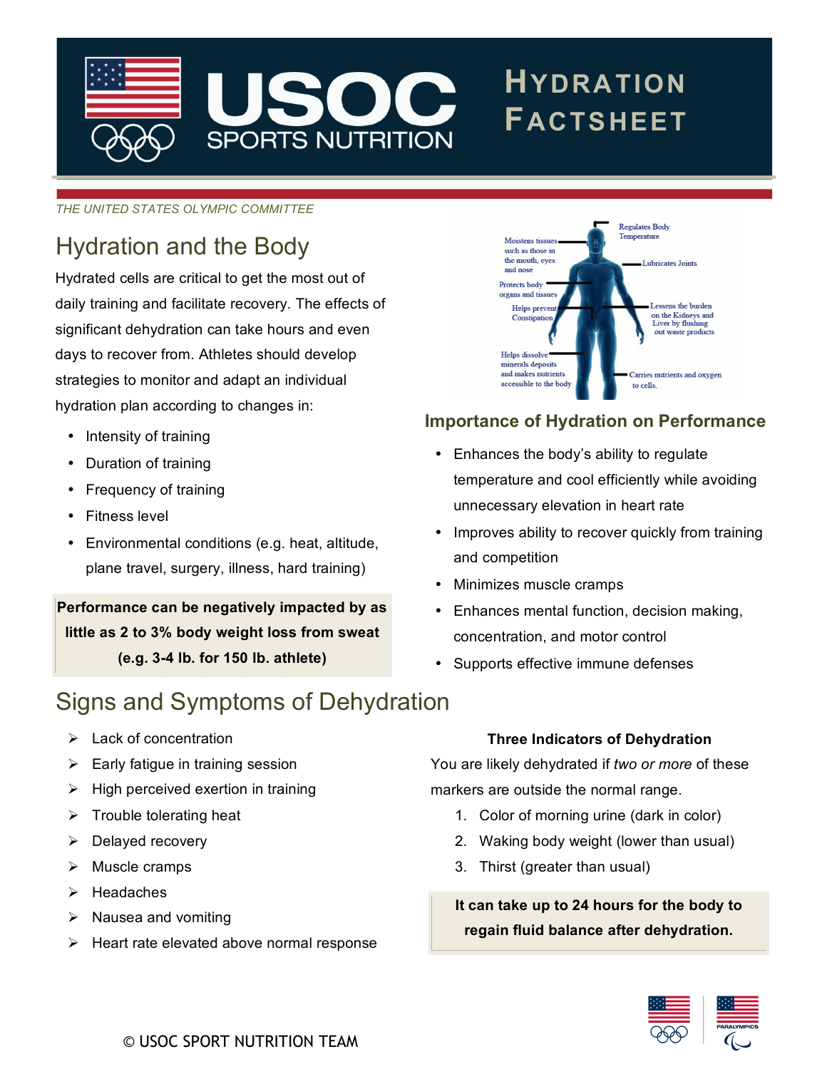# USOC SPORTS NUTRITION — HYDRATION FACTSHEET

*THE UNITED STATES OLYMPIC COMMITTEE*

## Hydration and the Body

Hydrated cells are critical to get the most out of daily training and facilitate recovery. The effects of significant dehydration can take hours and even days to recover from. Athletes should develop strategies to monitor and adapt an individual hydration plan according to changes in:

- Intensity of training
- Duration of training
- Frequency of training
- Fitness level
- Environmental conditions (e.g. heat, altitude, plane travel, surgery, illness, hard training)

**Performance can be negatively impacted by as little as 2 to 3% body weight loss from sweat (e.g. 3-4 lb. for 150 lb. athlete)**

- Moistens tissues such as those in the mouth, eyes and nose
- Regulates Body Temperature
- Lubricates Joints
- Protects body organs and tissues
- Helps prevent Constipation
- Lessens the burden on the Kidneys and Liver by flushing out waste products
- Helps dissolve minerals deposits and makes nutrients accessible to the body
- Carries nutrients and oxygen to cells.

### Importance of Hydration on Performance

- Enhances the body's ability to regulate temperature and cool efficiently while avoiding unnecessary elevation in heart rate
- Improves ability to recover quickly from training and competition
- Minimizes muscle cramps
- Enhances mental function, decision making, concentration, and motor control
- Supports effective immune defenses

## Signs and Symptoms of Dehydration

- Lack of concentration
- Early fatigue in training session
- High perceived exertion in training
- Trouble tolerating heat
- Delayed recovery
- Muscle cramps
- Headaches
- Nausea and vomiting
- Heart rate elevated above normal response

**Three Indicators of Dehydration**

You are likely dehydrated if *two or more* of these markers are outside the normal range.

1. Color of morning urine (dark in color)
2. Waking body weight (lower than usual)
3. Thirst (greater than usual)

**It can take up to 24 hours for the body to regain fluid balance after dehydration.**

© USOC SPORT NUTRITION TEAM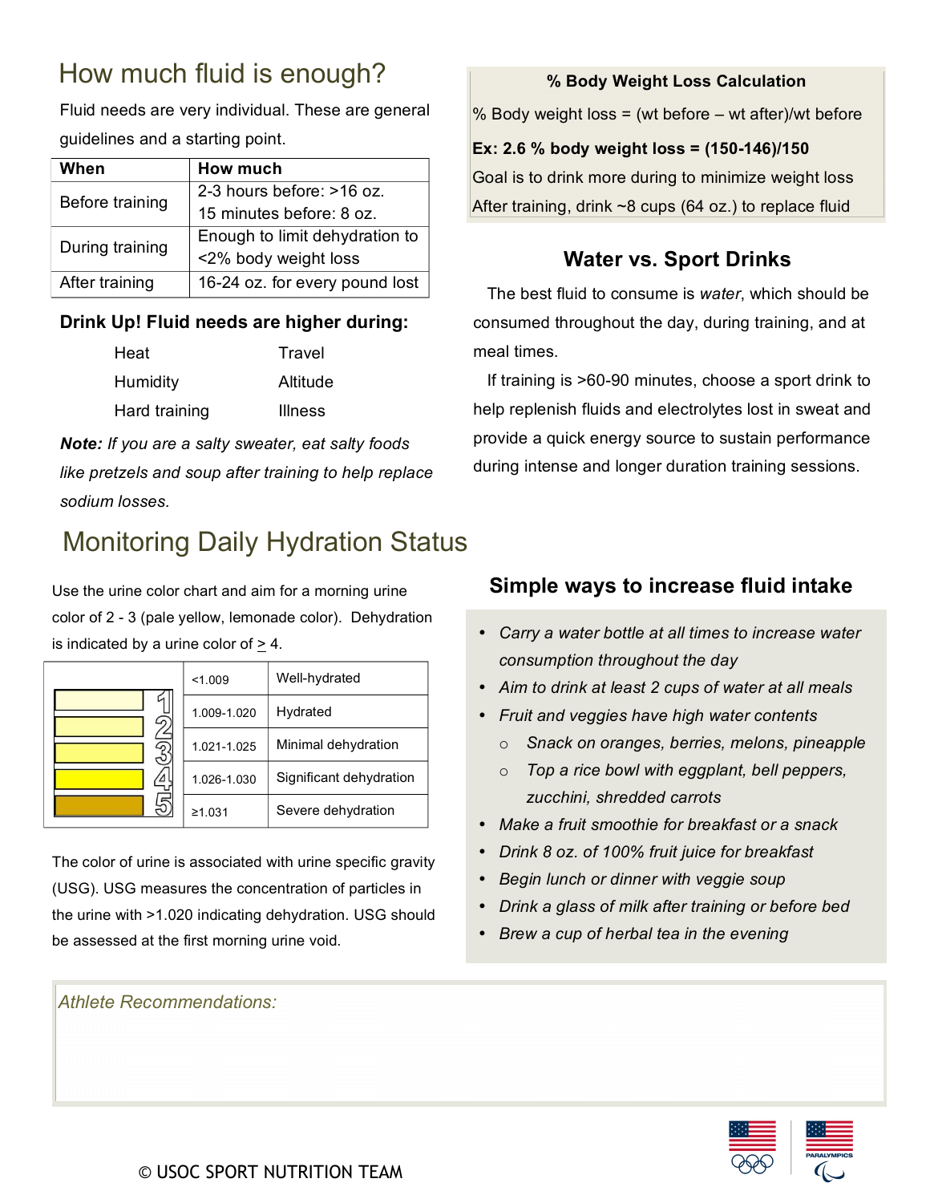## How much fluid is enough?

Fluid needs are very individual. These are general guidelines and a starting point.

| When | How much |
|---|---|
| Before training | 2-3 hours before: >16 oz.<br>15 minutes before: 8 oz. |
| During training | Enough to limit dehydration to <2% body weight loss |
| After training | 16-24 oz. for every pound lost |

### Drink Up! Fluid needs are higher during:

- Heat
- Humidity
- Hard training
- Travel
- Altitude
- Illness

***Note:*** *If you are a salty sweater, eat salty foods like pretzels and soup after training to help replace sodium losses.*

### % Body Weight Loss Calculation

% Body weight loss = (wt before – wt after)/wt before

**Ex: 2.6 % body weight loss = (150-146)/150**

Goal is to drink more during to minimize weight loss

After training, drink ~8 cups (64 oz.) to replace fluid

### Water vs. Sport Drinks

The best fluid to consume is *water*, which should be consumed throughout the day, during training, and at meal times.

If training is >60-90 minutes, choose a sport drink to help replenish fluids and electrolytes lost in sweat and provide a quick energy source to sustain performance during intense and longer duration training sessions.

## Monitoring Daily Hydration Status

Use the urine color chart and aim for a morning urine color of 2 - 3 (pale yellow, lemonade color). Dehydration is indicated by a urine color of ≥ 4.

| Color | USG | Status |
|---|---|---|
| 1 | <1.009 | Well-hydrated |
| 2 | 1.009-1.020 | Hydrated |
| 3 | 1.021-1.025 | Minimal dehydration |
| 4 | 1.026-1.030 | Significant dehydration |
| 5 | ≥1.031 | Severe dehydration |

The color of urine is associated with urine specific gravity (USG). USG measures the concentration of particles in the urine with >1.020 indicating dehydration. USG should be assessed at the first morning urine void.

### Simple ways to increase fluid intake

- *Carry a water bottle at all times to increase water consumption throughout the day*
- *Aim to drink at least 2 cups of water at all meals*
- *Fruit and veggies have high water contents*
  - *Snack on oranges, berries, melons, pineapple*
  - *Top a rice bowl with eggplant, bell peppers, zucchini, shredded carrots*
- *Make a fruit smoothie for breakfast or a snack*
- *Drink 8 oz. of 100% fruit juice for breakfast*
- *Begin lunch or dinner with veggie soup*
- *Drink a glass of milk after training or before bed*
- *Brew a cup of herbal tea in the evening*

*Athlete Recommendations:*

© USOC SPORT NUTRITION TEAM